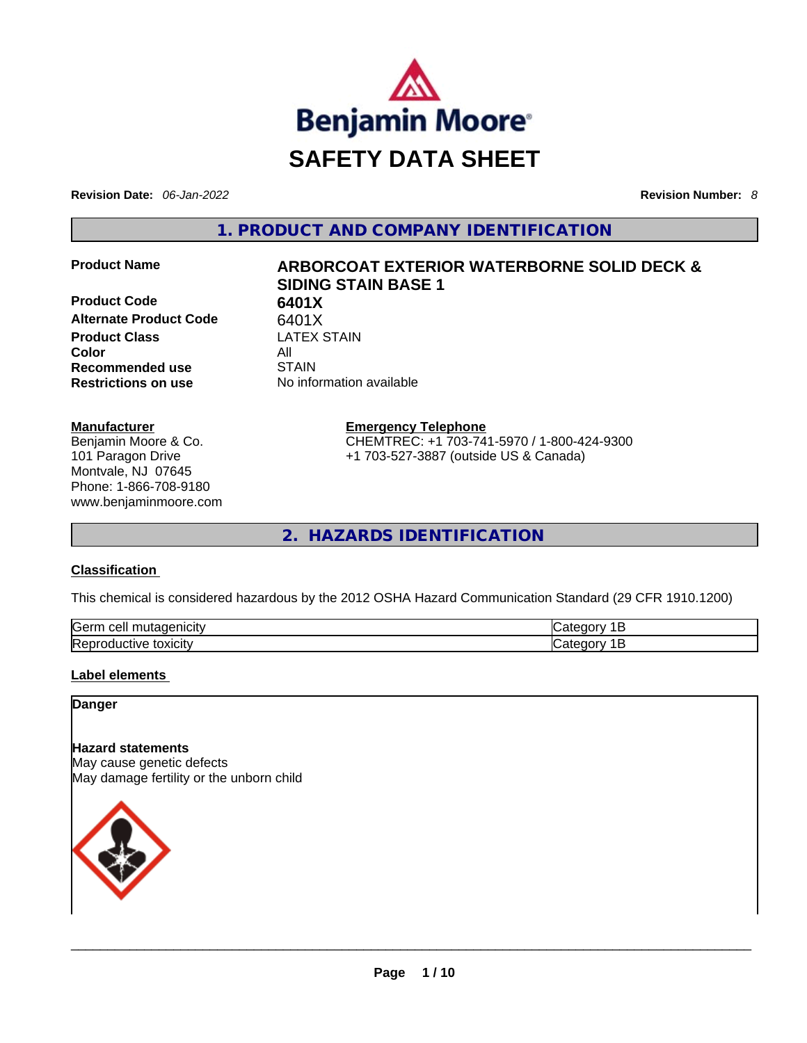# SAFETY DATA SHEET

**Revision Date:** *06-Jan-2022* **Revision Number:** *8*

## 1. PRODUCT AND COMPANY IDENTIFICATION

| | |
|---|---|
| **Product Name** | **ARBORCOAT EXTERIOR WATERBORNE SOLID DECK & SIDING STAIN BASE 1** |
| **Product Code** | **6401X** |
| **Alternate Product Code** | 6401X |
| **Product Class** | LATEX STAIN |
| **Color** | All |
| **Recommended use** | STAIN |
| **Restrictions on use** | No information available |

**Manufacturer**
Benjamin Moore & Co.
101 Paragon Drive
Montvale, NJ 07645
Phone: 1-866-708-9180
www.benjaminmoore.com

**Emergency Telephone**
CHEMTREC: +1 703-741-5970 / 1-800-424-9300
+1 703-527-3887 (outside US & Canada)

## 2. HAZARDS IDENTIFICATION

**Classification**

This chemical is considered hazardous by the 2012 OSHA Hazard Communication Standard (29 CFR 1910.1200)

| | |
|---|---|
| Germ cell mutagenicity | Category 1B |
| Reproductive toxicity | Category 1B |

**Label elements**

**Danger**

**Hazard statements**
May cause genetic defects
May damage fertility or the unborn child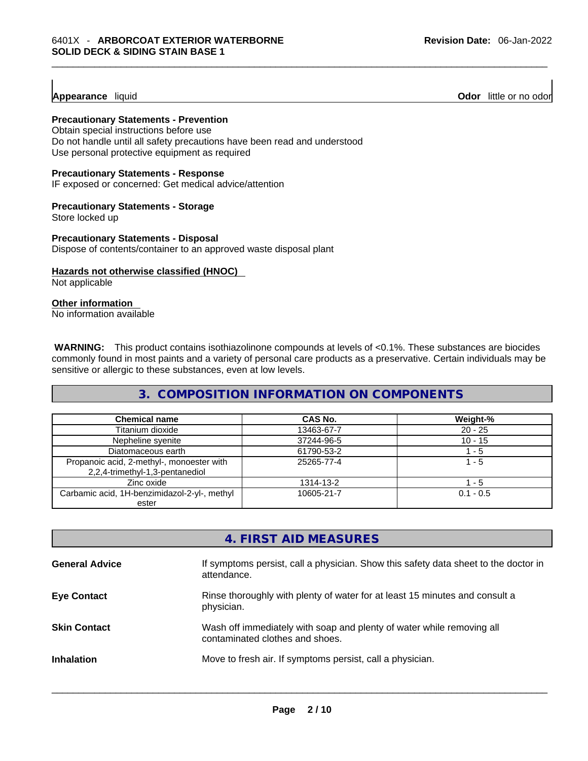**Appearance** liquid **Odor** little or no odor

**Precautionary Statements - Prevention**

Obtain special instructions before use
Do not handle until all safety precautions have been read and understood
Use personal protective equipment as required

**Precautionary Statements - Response**

IF exposed or concerned: Get medical advice/attention

**Precautionary Statements - Storage**

Store locked up

**Precautionary Statements - Disposal**

Dispose of contents/container to an approved waste disposal plant

**Hazards not otherwise classified (HNOC)**

Not applicable

**Other information**

No information available

**WARNING:** This product contains isothiazolinone compounds at levels of <0.1%. These substances are biocides commonly found in most paints and a variety of personal care products as a preservative. Certain individuals may be sensitive or allergic to these substances, even at low levels.

## 3. COMPOSITION INFORMATION ON COMPONENTS

| Chemical name | CAS No. | Weight-% |
|---|---|---|
| Titanium dioxide | 13463-67-7 | 20 - 25 |
| Nepheline syenite | 37244-96-5 | 10 - 15 |
| Diatomaceous earth | 61790-53-2 | 1 - 5 |
| Propanoic acid, 2-methyl-, monoester with 2,2,4-trimethyl-1,3-pentanediol | 25265-77-4 | 1 - 5 |
| Zinc oxide | 1314-13-2 | 1 - 5 |
| Carbamic acid, 1H-benzimidazol-2-yl-, methyl ester | 10605-21-7 | 0.1 - 0.5 |

## 4. FIRST AID MEASURES

**General Advice** If symptoms persist, call a physician. Show this safety data sheet to the doctor in attendance.

**Eye Contact** Rinse thoroughly with plenty of water for at least 15 minutes and consult a physician.

**Skin Contact** Wash off immediately with soap and plenty of water while removing all contaminated clothes and shoes.

**Inhalation** Move to fresh air. If symptoms persist, call a physician.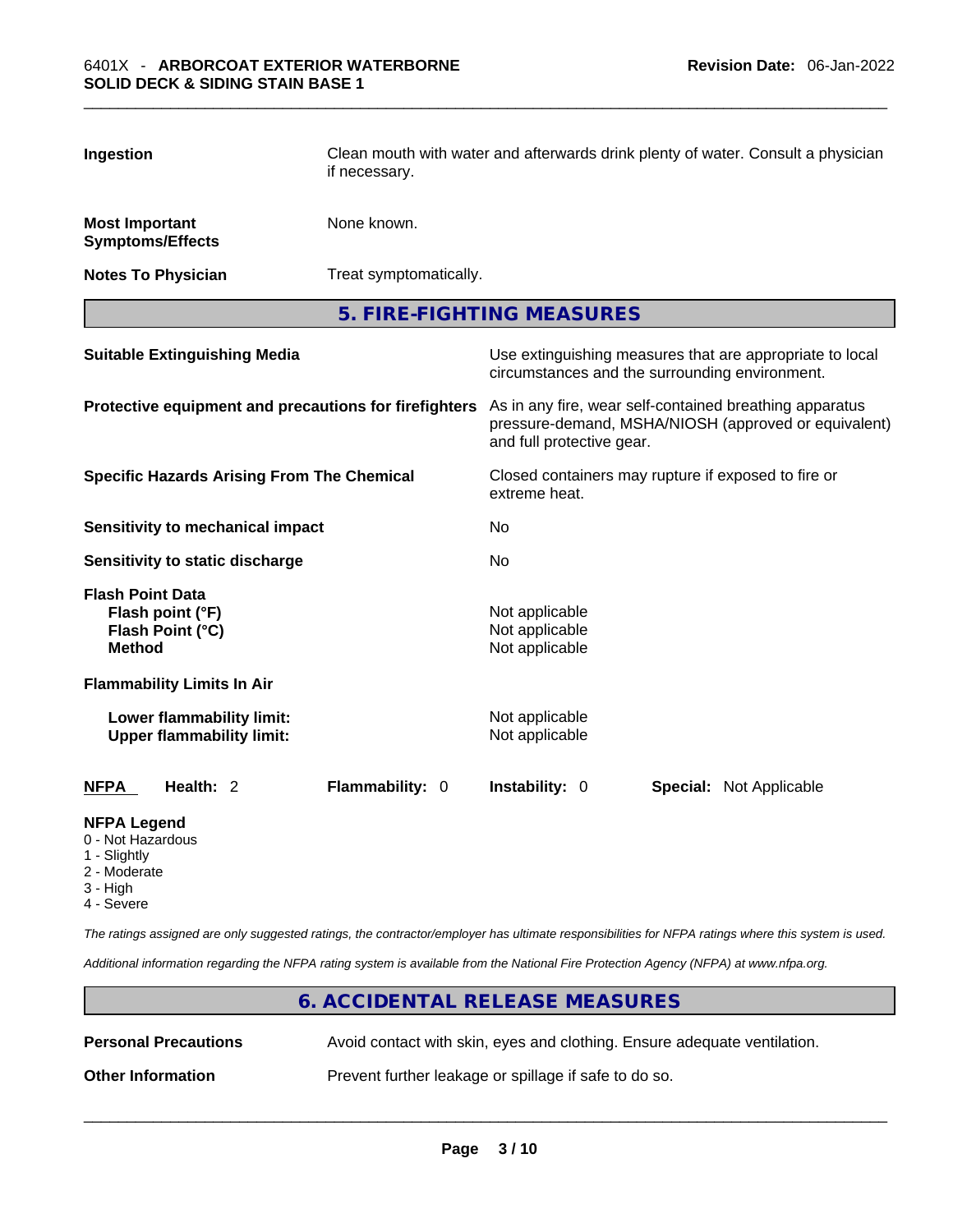**Ingestion** Clean mouth with water and afterwards drink plenty of water. Consult a physician if necessary.

**Most Important Symptoms/Effects** None known.

**Notes To Physician** Treat symptomatically.

## 5. FIRE-FIGHTING MEASURES

**Suitable Extinguishing Media** Use extinguishing measures that are appropriate to local circumstances and the surrounding environment.

**Protective equipment and precautions for firefighters** As in any fire, wear self-contained breathing apparatus pressure-demand, MSHA/NIOSH (approved or equivalent) and full protective gear.

**Specific Hazards Arising From The Chemical** Closed containers may rupture if exposed to fire or extreme heat.

**Sensitivity to mechanical impact** No

**Sensitivity to static discharge** No

**Flash Point Data**
**Flash point (°F)** Not applicable
**Flash Point (°C)** Not applicable
**Method** Not applicable

**Flammability Limits In Air**

**Lower flammability limit:** Not applicable
**Upper flammability limit:** Not applicable

**NFPA** **Health:** 2 **Flammability:** 0 **Instability:** 0 **Special:** Not Applicable

**NFPA Legend**
- 0 - Not Hazardous
- 1 - Slightly
- 2 - Moderate
- 3 - High
- 4 - Severe

*The ratings assigned are only suggested ratings, the contractor/employer has ultimate responsibilities for NFPA ratings where this system is used.*

*Additional information regarding the NFPA rating system is available from the National Fire Protection Agency (NFPA) at www.nfpa.org.*

## 6. ACCIDENTAL RELEASE MEASURES

**Personal Precautions** Avoid contact with skin, eyes and clothing. Ensure adequate ventilation.

**Other Information** Prevent further leakage or spillage if safe to do so.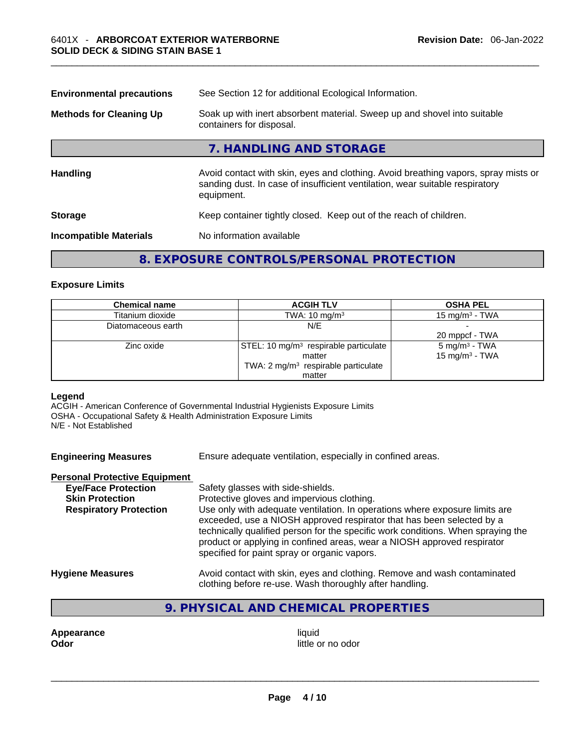**Environmental precautions** See Section 12 for additional Ecological Information.

**Methods for Cleaning Up** Soak up with inert absorbent material. Sweep up and shovel into suitable containers for disposal.

## 7. HANDLING AND STORAGE

**Handling** Avoid contact with skin, eyes and clothing. Avoid breathing vapors, spray mists or sanding dust. In case of insufficient ventilation, wear suitable respiratory equipment.

**Storage** Keep container tightly closed. Keep out of the reach of children.

**Incompatible Materials** No information available

## 8. EXPOSURE CONTROLS/PERSONAL PROTECTION

### Exposure Limits

| Chemical name | ACGIH TLV | OSHA PEL |
|---|---|---|
| Titanium dioxide | TWA: 10 mg/m³ | 15 mg/m³ - TWA |
| Diatomaceous earth | N/E | -<br>20 mppcf - TWA |
| Zinc oxide | STEL: 10 mg/m³ respirable particulate matter<br>TWA: 2 mg/m³ respirable particulate matter | 5 mg/m³ - TWA<br>15 mg/m³ - TWA |

**Legend**
ACGIH - American Conference of Governmental Industrial Hygienists Exposure Limits
OSHA - Occupational Safety & Health Administration Exposure Limits
N/E - Not Established

**Engineering Measures** Ensure adequate ventilation, especially in confined areas.

**Personal Protective Equipment**

**Eye/Face Protection** Safety glasses with side-shields.

**Skin Protection** Protective gloves and impervious clothing.

**Respiratory Protection** Use only with adequate ventilation. In operations where exposure limits are exceeded, use a NIOSH approved respirator that has been selected by a technically qualified person for the specific work conditions. When spraying the product or applying in confined areas, wear a NIOSH approved respirator specified for paint spray or organic vapors.

**Hygiene Measures** Avoid contact with skin, eyes and clothing. Remove and wash contaminated clothing before re-use. Wash thoroughly after handling.

## 9. PHYSICAL AND CHEMICAL PROPERTIES

**Appearance** liquid
**Odor** little or no odor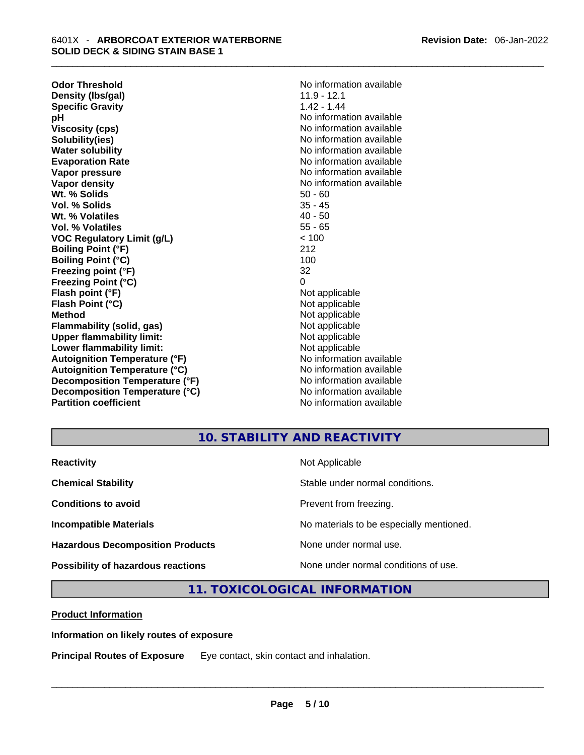| | |
|---|---|
| **Odor Threshold** | No information available |
| **Density (lbs/gal)** | 11.9 - 12.1 |
| **Specific Gravity** | 1.42 - 1.44 |
| **pH** | No information available |
| **Viscosity (cps)** | No information available |
| **Solubility(ies)** | No information available |
| **Water solubility** | No information available |
| **Evaporation Rate** | No information available |
| **Vapor pressure** | No information available |
| **Vapor density** | No information available |
| **Wt. % Solids** | 50 - 60 |
| **Vol. % Solids** | 35 - 45 |
| **Wt. % Volatiles** | 40 - 50 |
| **Vol. % Volatiles** | 55 - 65 |
| **VOC Regulatory Limit (g/L)** | < 100 |
| **Boiling Point (°F)** | 212 |
| **Boiling Point (°C)** | 100 |
| **Freezing point (°F)** | 32 |
| **Freezing Point (°C)** | 0 |
| **Flash point (°F)** | Not applicable |
| **Flash Point (°C)** | Not applicable |
| **Method** | Not applicable |
| **Flammability (solid, gas)** | Not applicable |
| **Upper flammability limit:** | Not applicable |
| **Lower flammability limit:** | Not applicable |
| **Autoignition Temperature (°F)** | No information available |
| **Autoignition Temperature (°C)** | No information available |
| **Decomposition Temperature (°F)** | No information available |
| **Decomposition Temperature (°C)** | No information available |
| **Partition coefficient** | No information available |

## 10. STABILITY AND REACTIVITY

| | |
|---|---|
| **Reactivity** | Not Applicable |
| **Chemical Stability** | Stable under normal conditions. |
| **Conditions to avoid** | Prevent from freezing. |
| **Incompatible Materials** | No materials to be especially mentioned. |
| **Hazardous Decomposition Products** | None under normal use. |
| **Possibility of hazardous reactions** | None under normal conditions of use. |

## 11. TOXICOLOGICAL INFORMATION

**Product Information**

**Information on likely routes of exposure**

**Principal Routes of Exposure** Eye contact, skin contact and inhalation.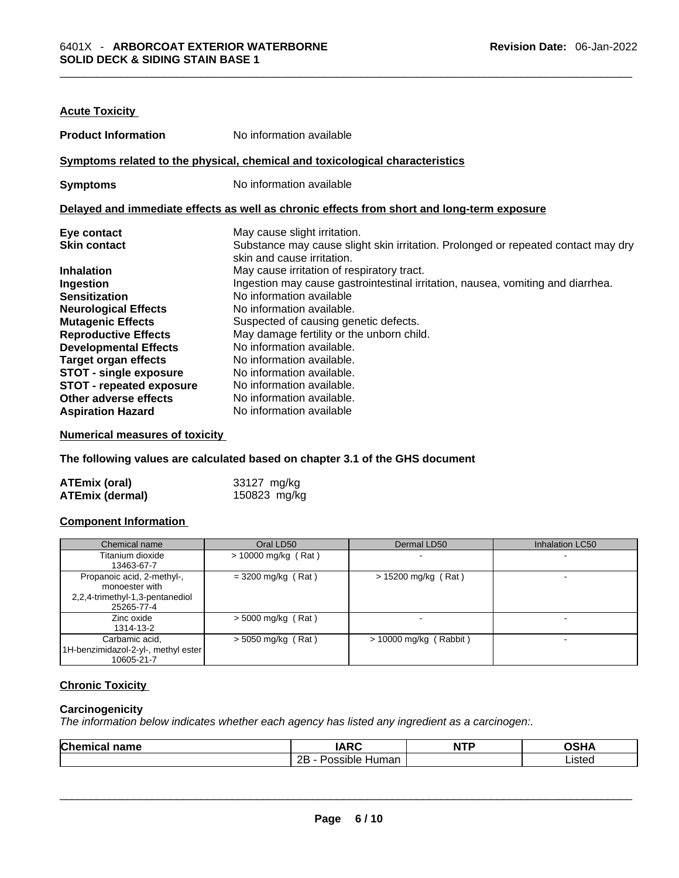**Acute Toxicity**

**Product Information** No information available

**Symptoms related to the physical, chemical and toxicological characteristics**

**Symptoms** No information available

**Delayed and immediate effects as well as chronic effects from short and long-term exposure**

**Eye contact** May cause slight irritation.
**Skin contact** Substance may cause slight skin irritation. Prolonged or repeated contact may dry skin and cause irritation.
**Inhalation** May cause irritation of respiratory tract.
**Ingestion** Ingestion may cause gastrointestinal irritation, nausea, vomiting and diarrhea.
**Sensitization** No information available
**Neurological Effects** No information available.
**Mutagenic Effects** Suspected of causing genetic defects.
**Reproductive Effects** May damage fertility or the unborn child.
**Developmental Effects** No information available.
**Target organ effects** No information available.
**STOT - single exposure** No information available.
**STOT - repeated exposure** No information available.
**Other adverse effects** No information available.
**Aspiration Hazard** No information available

**Numerical measures of toxicity**

**The following values are calculated based on chapter 3.1 of the GHS document**

**ATEmix (oral)** 33127 mg/kg
**ATEmix (dermal)** 150823 mg/kg

**Component Information**

| Chemical name | Oral LD50 | Dermal LD50 | Inhalation LC50 |
|---|---|---|---|
| Titanium dioxide<br>13463-67-7 | > 10000 mg/kg ( Rat ) | - | - |
| Propanoic acid, 2-methyl-, monoester with 2,2,4-trimethyl-1,3-pentanediol<br>25265-77-4 | = 3200 mg/kg ( Rat ) | > 15200 mg/kg ( Rat ) | - |
| Zinc oxide<br>1314-13-2 | > 5000 mg/kg ( Rat ) | - | - |
| Carbamic acid, 1H-benzimidazol-2-yl-, methyl ester<br>10605-21-7 | > 5050 mg/kg ( Rat ) | > 10000 mg/kg ( Rabbit ) | - |

**Chronic Toxicity**

**Carcinogenicity**

*The information below indicates whether each agency has listed any ingredient as a carcinogen:.*

| Chemical name | IARC | NTP | OSHA |
|---|---|---|---|
| | 2B - Possible Human | | Listed |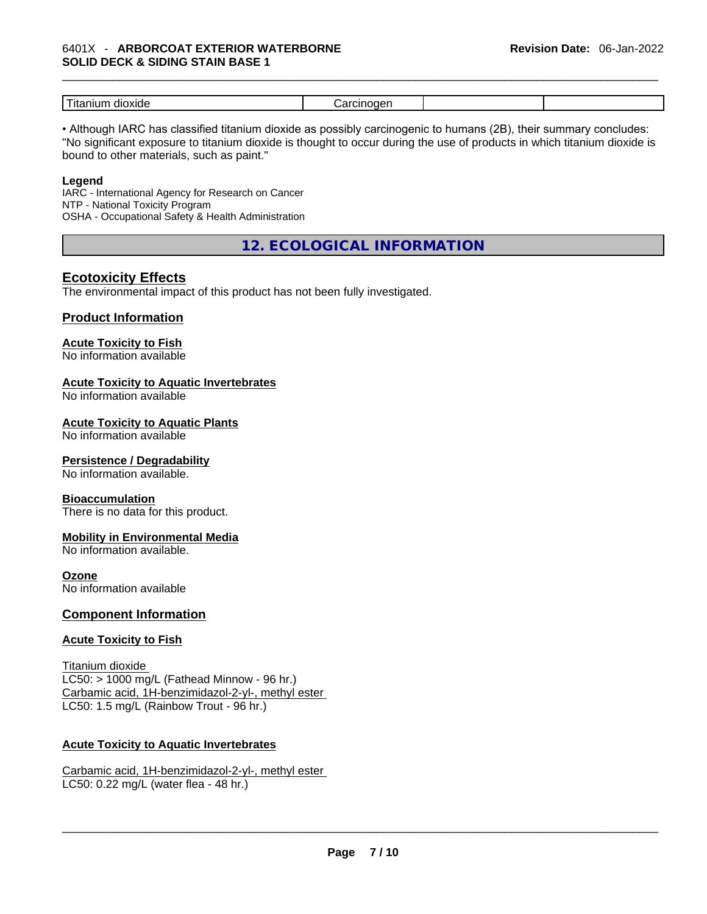| Titanium dioxide | Carcinogen | | |
|---|---|---|---|

• Although IARC has classified titanium dioxide as possibly carcinogenic to humans (2B), their summary concludes: "No significant exposure to titanium dioxide is thought to occur during the use of products in which titanium dioxide is bound to other materials, such as paint."

**Legend**

IARC - International Agency for Research on Cancer
NTP - National Toxicity Program
OSHA - Occupational Safety & Health Administration

## 12. ECOLOGICAL INFORMATION

### Ecotoxicity Effects

The environmental impact of this product has not been fully investigated.

### Product Information

**Acute Toxicity to Fish**
No information available

**Acute Toxicity to Aquatic Invertebrates**
No information available

**Acute Toxicity to Aquatic Plants**
No information available

**Persistence / Degradability**
No information available.

**Bioaccumulation**
There is no data for this product.

**Mobility in Environmental Media**
No information available.

**Ozone**
No information available

### Component Information

**Acute Toxicity to Fish**

Titanium dioxide
LC50: > 1000 mg/L (Fathead Minnow - 96 hr.)
Carbamic acid, 1H-benzimidazol-2-yl-, methyl ester
LC50: 1.5 mg/L (Rainbow Trout - 96 hr.)

**Acute Toxicity to Aquatic Invertebrates**

Carbamic acid, 1H-benzimidazol-2-yl-, methyl ester
LC50: 0.22 mg/L (water flea - 48 hr.)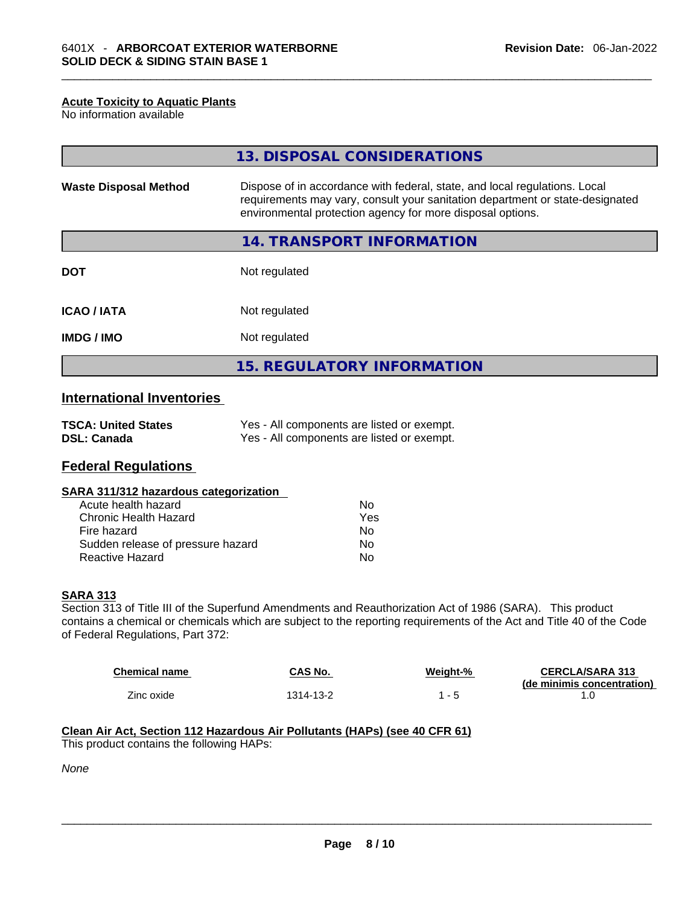#### Acute Toxicity to Aquatic Plants

No information available

## 13. DISPOSAL CONSIDERATIONS

| | |
|---|---|
| **Waste Disposal Method** | Dispose of in accordance with federal, state, and local regulations. Local requirements may vary, consult your sanitation department or state-designated environmental protection agency for more disposal options. |

## 14. TRANSPORT INFORMATION

| | |
|---|---|
| **DOT** | Not regulated |
| **ICAO / IATA** | Not regulated |
| **IMDG / IMO** | Not regulated |

## 15. REGULATORY INFORMATION

### International Inventories

| | |
|---|---|
| **TSCA: United States** | Yes - All components are listed or exempt. |
| **DSL: Canada** | Yes - All components are listed or exempt. |

### Federal Regulations

#### SARA 311/312 hazardous categorization

| | |
|---|---|
| Acute health hazard | No |
| Chronic Health Hazard | Yes |
| Fire hazard | No |
| Sudden release of pressure hazard | No |
| Reactive Hazard | No |

#### SARA 313

Section 313 of Title III of the Superfund Amendments and Reauthorization Act of 1986 (SARA). This product contains a chemical or chemicals which are subject to the reporting requirements of the Act and Title 40 of the Code of Federal Regulations, Part 372:

| Chemical name | CAS No. | Weight-% | CERCLA/SARA 313 (de minimis concentration) |
|---|---|---|---|
| Zinc oxide | 1314-13-2 | 1 - 5 | 1.0 |

#### Clean Air Act, Section 112 Hazardous Air Pollutants (HAPs) (see 40 CFR 61)

This product contains the following HAPs:

*None*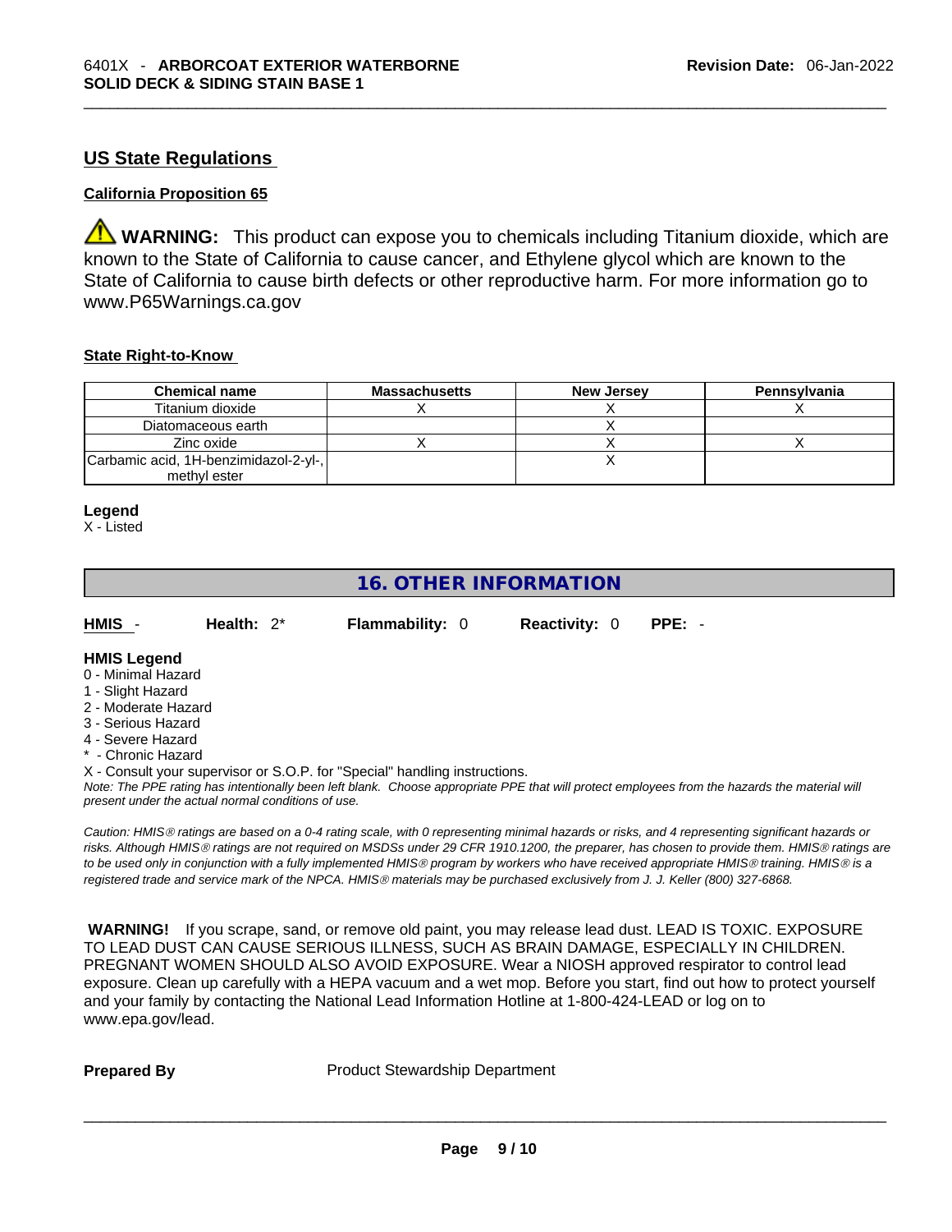## US State Regulations

**California Proposition 65**

⚠ **WARNING:** This product can expose you to chemicals including Titanium dioxide, which are known to the State of California to cause cancer, and Ethylene glycol which are known to the State of California to cause birth defects or other reproductive harm. For more information go to www.P65Warnings.ca.gov

**State Right-to-Know**

| Chemical name | Massachusetts | New Jersey | Pennsylvania |
|---|---|---|---|
| Titanium dioxide | X | X | X |
| Diatomaceous earth | | X | |
| Zinc oxide | X | X | X |
| Carbamic acid, 1H-benzimidazol-2-yl-, methyl ester | | X | |

**Legend**
X - Listed

## 16. OTHER INFORMATION

**HMIS** - **Health:** 2* **Flammability:** 0 **Reactivity:** 0 **PPE:** -

**HMIS Legend**
0 - Minimal Hazard
1 - Slight Hazard
2 - Moderate Hazard
3 - Serious Hazard
4 - Severe Hazard
* - Chronic Hazard
X - Consult your supervisor or S.O.P. for "Special" handling instructions.

*Note: The PPE rating has intentionally been left blank. Choose appropriate PPE that will protect employees from the hazards the material will present under the actual normal conditions of use.*

*Caution: HMIS® ratings are based on a 0-4 rating scale, with 0 representing minimal hazards or risks, and 4 representing significant hazards or risks. Although HMIS® ratings are not required on MSDSs under 29 CFR 1910.1200, the preparer, has chosen to provide them. HMIS® ratings are to be used only in conjunction with a fully implemented HMIS® program by workers who have received appropriate HMIS® training. HMIS® is a registered trade and service mark of the NPCA. HMIS® materials may be purchased exclusively from J. J. Keller (800) 327-6868.*

**WARNING!** If you scrape, sand, or remove old paint, you may release lead dust. LEAD IS TOXIC. EXPOSURE TO LEAD DUST CAN CAUSE SERIOUS ILLNESS, SUCH AS BRAIN DAMAGE, ESPECIALLY IN CHILDREN. PREGNANT WOMEN SHOULD ALSO AVOID EXPOSURE. Wear a NIOSH approved respirator to control lead exposure. Clean up carefully with a HEPA vacuum and a wet mop. Before you start, find out how to protect yourself and your family by contacting the National Lead Information Hotline at 1-800-424-LEAD or log on to www.epa.gov/lead.

**Prepared By** Product Stewardship Department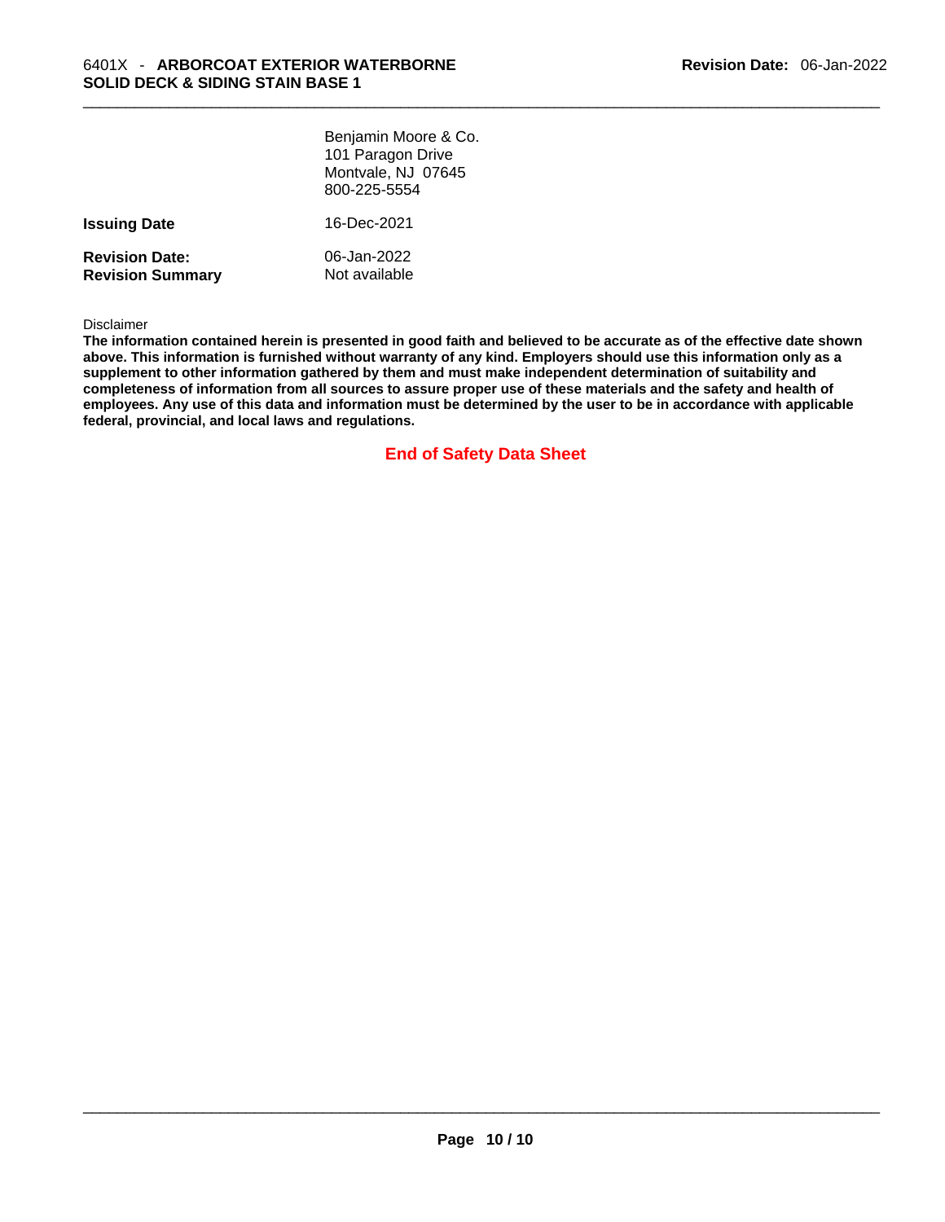Benjamin Moore & Co.
101 Paragon Drive
Montvale, NJ 07645
800-225-5554

| | |
|---|---|
| **Issuing Date** | 16-Dec-2021 |
| **Revision Date:** | 06-Jan-2022 |
| **Revision Summary** | Not available |

Disclaimer

**The information contained herein is presented in good faith and believed to be accurate as of the effective date shown above. This information is furnished without warranty of any kind. Employers should use this information only as a supplement to other information gathered by them and must make independent determination of suitability and completeness of information from all sources to assure proper use of these materials and the safety and health of employees. Any use of this data and information must be determined by the user to be in accordance with applicable federal, provincial, and local laws and regulations.**

**End of Safety Data Sheet**